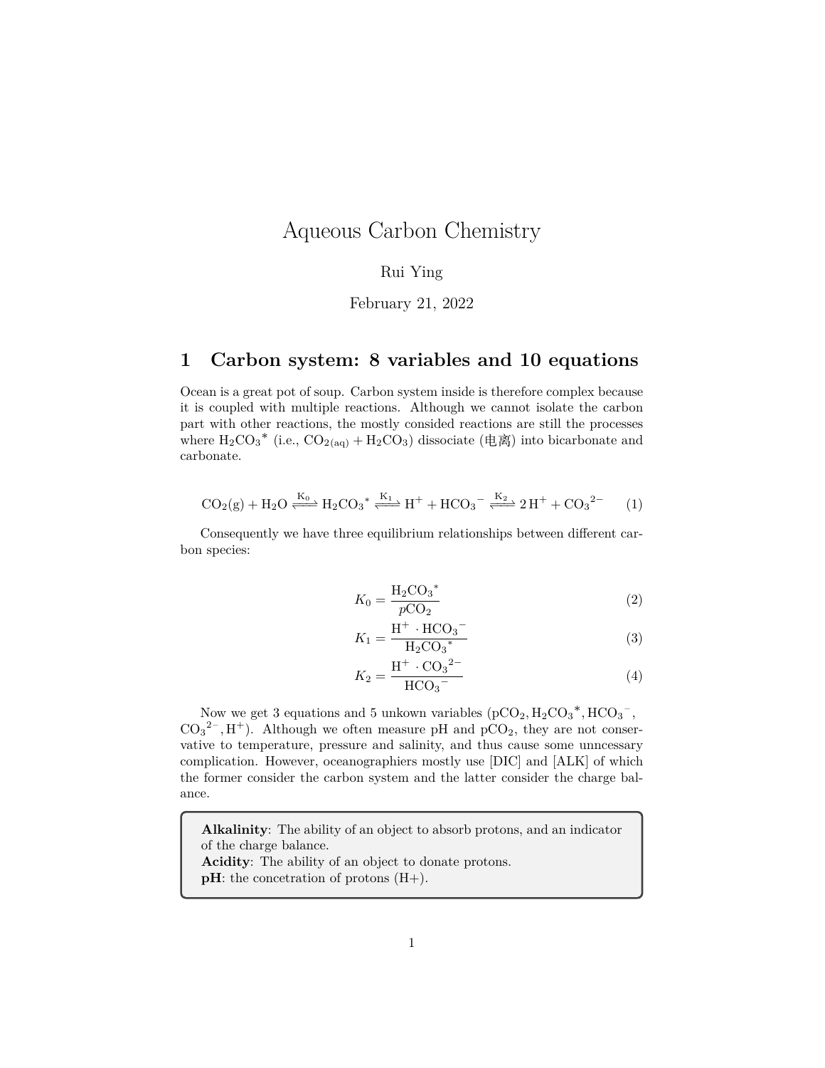// Aqueous Carbon Chemistry

Rui Ying

February 21, 2022

## 1 Carbon system: 8 variables and 10 equations

Ocean is a great pot of soup. Carbon system inside is therefore complex because it is coupled with multiple reactions. Although we cannot isolate the carbon part with other reactions, the mostly consided reactions are still the processes where $H_2CO_3{}^*$ (i.e., $CO_{2(aq)} + H_2CO_3$) dissociate (电离) into bicarbonate and carbonate.

$$CO_2(g) + H_2O \overset{K_0}{\rightleftharpoons} H_2CO_3{}^* \overset{K_1}{\rightleftharpoons} H^+ + HCO_3{}^- \overset{K_2}{\rightleftharpoons} 2\,H^+ + CO_3{}^{2-} \tag{1}$$

Consequently we have three equilibrium relationships between different carbon species:

$$K_0 = \frac{H_2CO_3{}^*}{pCO_2} \tag{2}$$

$$K_1 = \frac{H^+ \cdot HCO_3{}^-}{H_2CO_3{}^*} \tag{3}$$

$$K_2 = \frac{H^+ \cdot CO_3{}^{2-}}{HCO_3{}^-} \tag{4}$$

Now we get 3 equations and 5 unkown variables ($pCO_2, H_2CO_3{}^*, HCO_3{}^-, CO_3{}^{2-}, H^+$). Although we often measure pH and $pCO_2$, they are not conservative to temperature, pressure and salinity, and thus cause some unncessary complication. However, oceanographiers mostly use [DIC] and [ALK] of which the former consider the carbon system and the latter consider the charge balance.

> **Alkalinity**: The ability of an object to absorb protons, and an indicator of the charge balance.
> **Acidity**: The ability of an object to donate protons.
> **pH**: the concetration of protons (H+).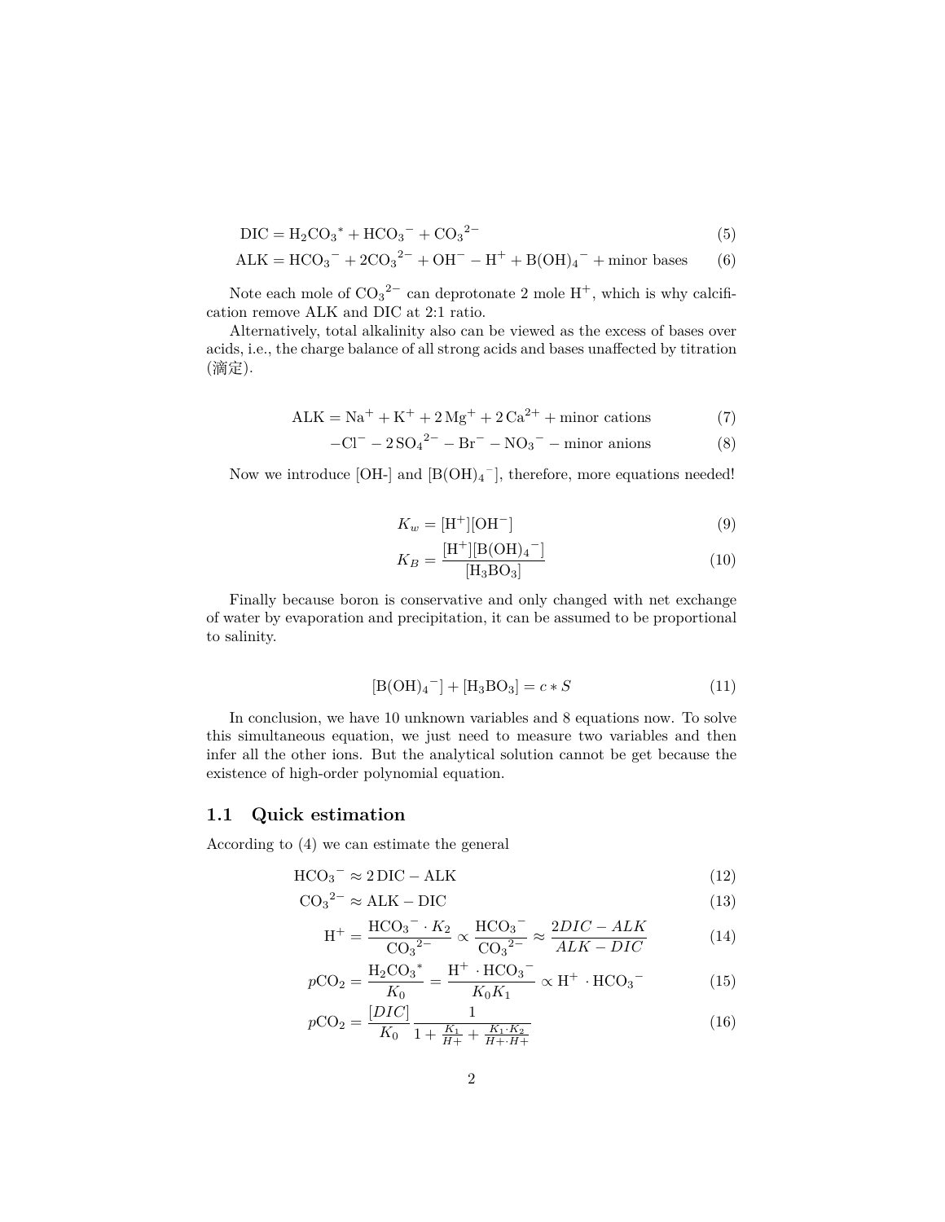$$\mathrm{DIC} = \mathrm{H_2CO_3}^* + \mathrm{HCO_3}^- + \mathrm{CO_3}^{2-} \tag{5}$$

$$\mathrm{ALK} = \mathrm{HCO_3}^- + 2\mathrm{CO_3}^{2-} + \mathrm{OH}^- - \mathrm{H}^+ + \mathrm{B(OH)_4}^- + \text{minor bases} \tag{6}$$

Note each mole of $\mathrm{CO_3}^{2-}$ can deprotonate 2 mole $\mathrm{H}^+$, which is why calcification remove ALK and DIC at 2:1 ratio.

Alternatively, total alkalinity also can be viewed as the excess of bases over acids, i.e., the charge balance of all strong acids and bases unaffected by titration (滴定).

$$\mathrm{ALK} = \mathrm{Na}^+ + \mathrm{K}^+ + 2\,\mathrm{Mg}^+ + 2\,\mathrm{Ca}^{2+} + \text{minor cations} \tag{7}$$

$$-\mathrm{Cl}^- - 2\,\mathrm{SO_4}^{2-} - \mathrm{Br}^- - \mathrm{NO_3}^- - \text{minor anions} \tag{8}$$

Now we introduce [OH-] and $[\mathrm{B(OH)_4}^-]$, therefore, more equations needed!

$$K_w = [\mathrm{H}^+][\mathrm{OH}^-] \tag{9}$$

$$K_B = \frac{[\mathrm{H}^+][\mathrm{B(OH)_4}^-]}{[\mathrm{H_3BO_3}]} \tag{10}$$

Finally because boron is conservative and only changed with net exchange of water by evaporation and precipitation, it can be assumed to be proportional to salinity.

$$[\mathrm{B(OH)_4}^-] + [\mathrm{H_3BO_3}] = c * S \tag{11}$$

In conclusion, we have 10 unknown variables and 8 equations now. To solve this simultaneous equation, we just need to measure two variables and then infer all the other ions. But the analytical solution cannot be get because the existence of high-order polynomial equation.

## 1.1 Quick estimation

According to (4) we can estimate the general

$$\mathrm{HCO_3}^- \approx 2\,\mathrm{DIC} - \mathrm{ALK} \tag{12}$$

$$\mathrm{CO_3}^{2-} \approx \mathrm{ALK} - \mathrm{DIC} \tag{13}$$

$$\mathrm{H}^+ = \frac{\mathrm{HCO_3}^- \cdot K_2}{\mathrm{CO_3}^{2-}} \propto \frac{\mathrm{HCO_3}^-}{\mathrm{CO_3}^{2-}} \approx \frac{2DIC - ALK}{ALK - DIC} \tag{14}$$

$$p\mathrm{CO_2} = \frac{\mathrm{H_2CO_3}^*}{K_0} = \frac{\mathrm{H}^+ \cdot \mathrm{HCO_3}^-}{K_0 K_1} \propto \mathrm{H}^+ \cdot \mathrm{HCO_3}^- \tag{15}$$

$$p\mathrm{CO_2} = \frac{[DIC]}{K_0} \frac{1}{1 + \frac{K_1}{H+} + \frac{K_1 \cdot K_2}{H+ \cdot H+}} \tag{16}$$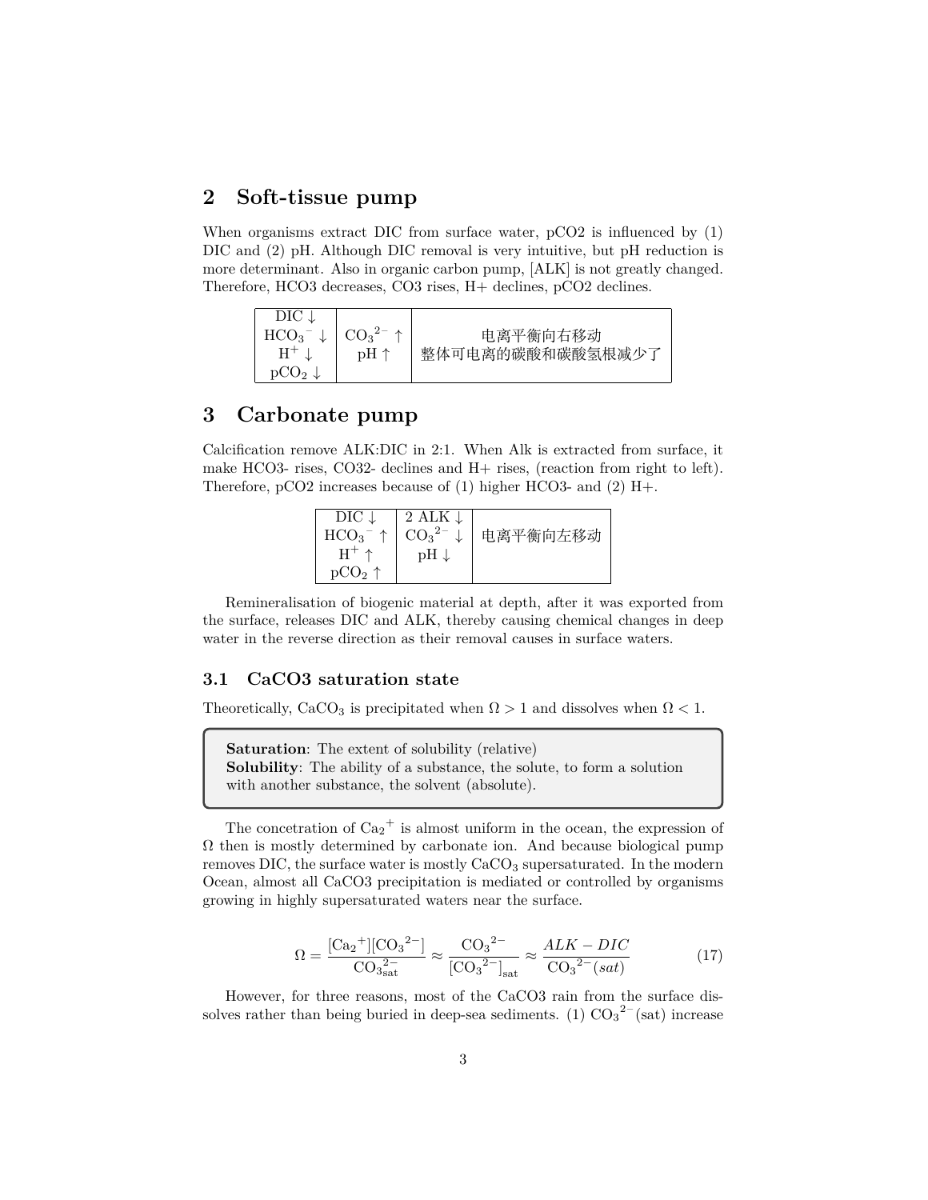## 2 Soft-tissue pump

When organisms extract DIC from surface water, pCO2 is influenced by (1) DIC and (2) pH. Although DIC removal is very intuitive, but pH reduction is more determinant. Also in organic carbon pump, [ALK] is not greatly changed. Therefore, HCO3 decreases, CO3 rises, H+ declines, pCO2 declines.

| | | |
|---|---|---|
| DIC ↓<br>$HCO_3^-$ ↓<br>$H^+$ ↓<br>$pCO_2$ ↓ | $CO_3^{2-}$ ↑<br>pH ↑ | 电离平衡向右移动<br>整体可电离的碳酸和碳酸氢根减少了 |

## 3 Carbonate pump

Calcification remove ALK:DIC in 2:1. When Alk is extracted from surface, it make HCO3- rises, CO32- declines and H+ rises, (reaction from right to left). Therefore, pCO2 increases because of (1) higher HCO3- and (2) H+.

| | | |
|---|---|---|
| DIC ↓<br>$HCO_3^-$ ↑<br>$H^+$ ↑<br>$pCO_2$ ↑ | 2 ALK ↓<br>$CO_3^{2-}$ ↓<br>pH ↓ | 电离平衡向左移动 |

Remineralisation of biogenic material at depth, after it was exported from the surface, releases DIC and ALK, thereby causing chemical changes in deep water in the reverse direction as their removal causes in surface waters.

### 3.1 CaCO3 saturation state

Theoretically, $CaCO_3$ is precipitated when $\Omega > 1$ and dissolves when $\Omega < 1$.

> **Saturation**: The extent of solubility (relative)
> **Solubility**: The ability of a substance, the solute, to form a solution with another substance, the solvent (absolute).

The concetration of $Ca_2^+$ is almost uniform in the ocean, the expression of $\Omega$ then is mostly determined by carbonate ion. And because biological pump removes DIC, the surface water is mostly $CaCO_3$ supersaturated. In the modern Ocean, almost all CaCO3 precipitation is mediated or controlled by organisms growing in highly supersaturated waters near the surface.

$$\Omega = \frac{[Ca_2^+][CO_3^{2-}]}{CO_{3\,sat}^{2-}} \approx \frac{CO_3^{2-}}{[CO_3^{2-}]_{sat}} \approx \frac{ALK - DIC}{CO_3^{2-}(sat)} \tag{17}$$

However, for three reasons, most of the CaCO3 rain from the surface dissolves rather than being buried in deep-sea sediments. (1) $CO_3^{2-}$(sat) increase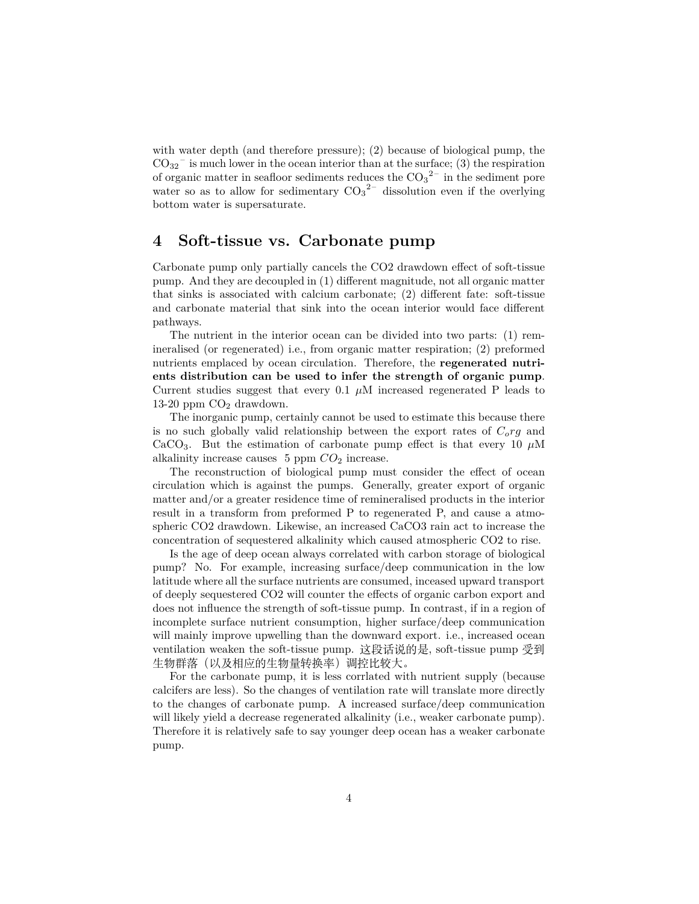with water depth (and therefore pressure); (2) because of biological pump, the $CO_{32}^{-}$ is much lower in the ocean interior than at the surface; (3) the respiration of organic matter in seafloor sediments reduces the $CO_3^{2-}$ in the sediment pore water so as to allow for sedimentary $CO_3^{2-}$ dissolution even if the overlying bottom water is supersaturate.

## 4 Soft-tissue vs. Carbonate pump

Carbonate pump only partially cancels the CO2 drawdown effect of soft-tissue pump. And they are decoupled in (1) different magnitude, not all organic matter that sinks is associated with calcium carbonate; (2) different fate: soft-tissue and carbonate material that sink into the ocean interior would face different pathways.

The nutrient in the interior ocean can be divided into two parts: (1) remineralised (or regenerated) i.e., from organic matter respiration; (2) preformed nutrients emplaced by ocean circulation. Therefore, the **regenerated nutrients distribution can be used to infer the strength of organic pump**. Current studies suggest that every 0.1 $\mu$M increased regenerated P leads to 13-20 ppm $CO_2$ drawdown.

The inorganic pump, certainly cannot be used to estimate this because there is no such globally valid relationship between the export rates of $C_org$ and $CaCO_3$. But the estimation of carbonate pump effect is that every 10 $\mu$M alkalinity increase causes 5 ppm $CO_2$ increase.

The reconstruction of biological pump must consider the effect of ocean circulation which is against the pumps. Generally, greater export of organic matter and/or a greater residence time of remineralised products in the interior result in a transform from preformed P to regenerated P, and cause a atmospheric CO2 drawdown. Likewise, an increased CaCO3 rain act to increase the concentration of sequestered alkalinity which caused atmospheric CO2 to rise.

Is the age of deep ocean always correlated with carbon storage of biological pump? No. For example, increasing surface/deep communication in the low latitude where all the surface nutrients are consumed, inceased upward transport of deeply sequestered CO2 will counter the effects of organic carbon export and does not influence the strength of soft-tissue pump. In contrast, if in a region of incomplete surface nutrient consumption, higher surface/deep communication will mainly improve upwelling than the downward export. i.e., increased ocean ventilation weaken the soft-tissue pump. 这段话说的是, soft-tissue pump 受到生物群落（以及相应的生物量转换率）调控比较大。

For the carbonate pump, it is less corrlated with nutrient supply (because calcifers are less). So the changes of ventilation rate will translate more directly to the changes of carbonate pump. A increased surface/deep communication will likely yield a decrease regenerated alkalinity (i.e., weaker carbonate pump). Therefore it is relatively safe to say younger deep ocean has a weaker carbonate pump.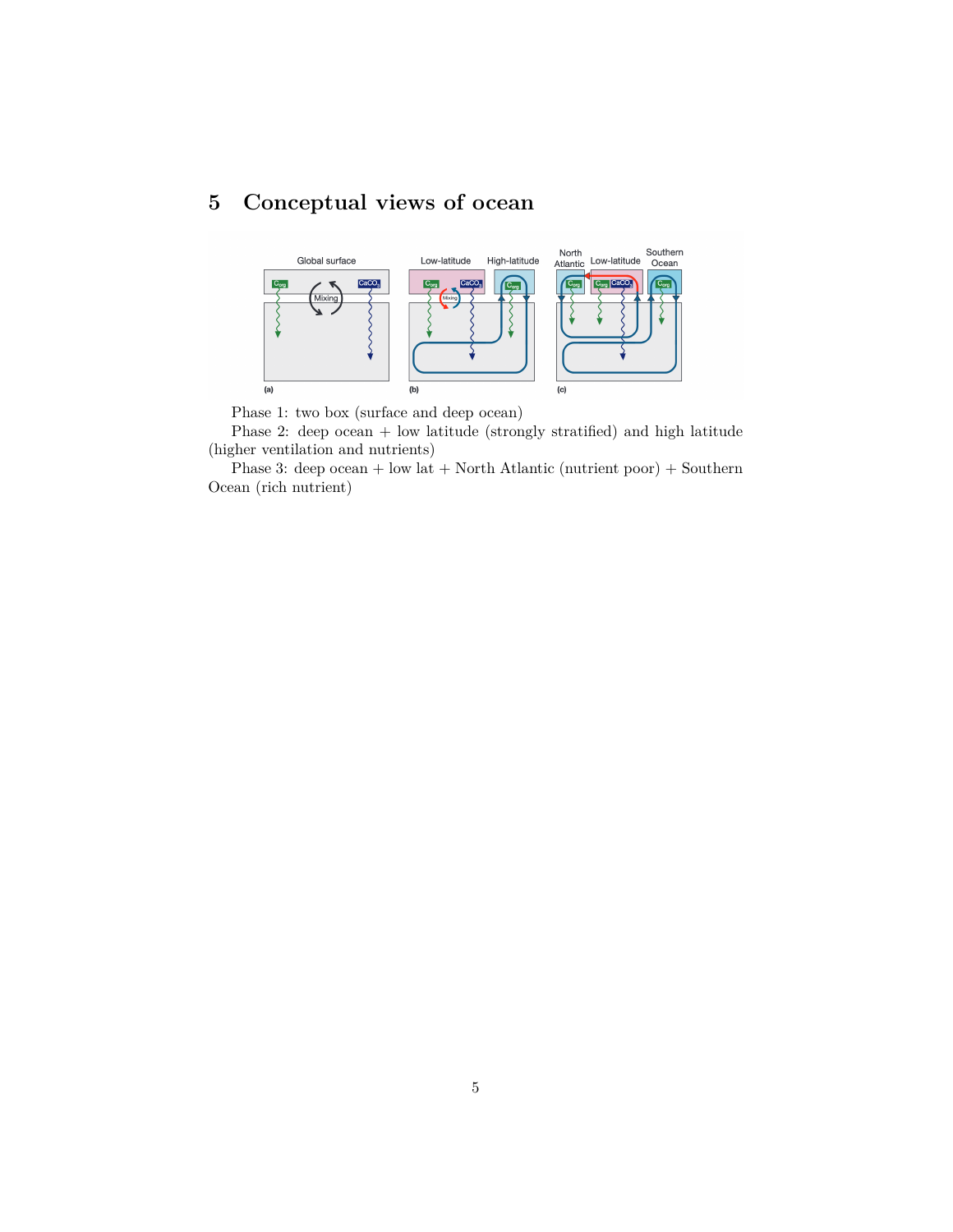## 5 Conceptual views of ocean

Global surface
$C_{org}$
Mixing
$CaCO_3$
(a)

Low-latitude
High-latitude
$C_{org}$
$CaCO_3$
Mixing
$C_{org}$
(b)

North Atlantic
Low-latitude
Southern Ocean
$C_{org}$
$C_{org}$
$CaCO_3$
$C_{org}$
(c)

Phase 1: two box (surface and deep ocean)

Phase 2: deep ocean + low latitude (strongly stratified) and high latitude (higher ventilation and nutrients)

Phase 3: deep ocean + low lat + North Atlantic (nutrient poor) + Southern Ocean (rich nutrient)